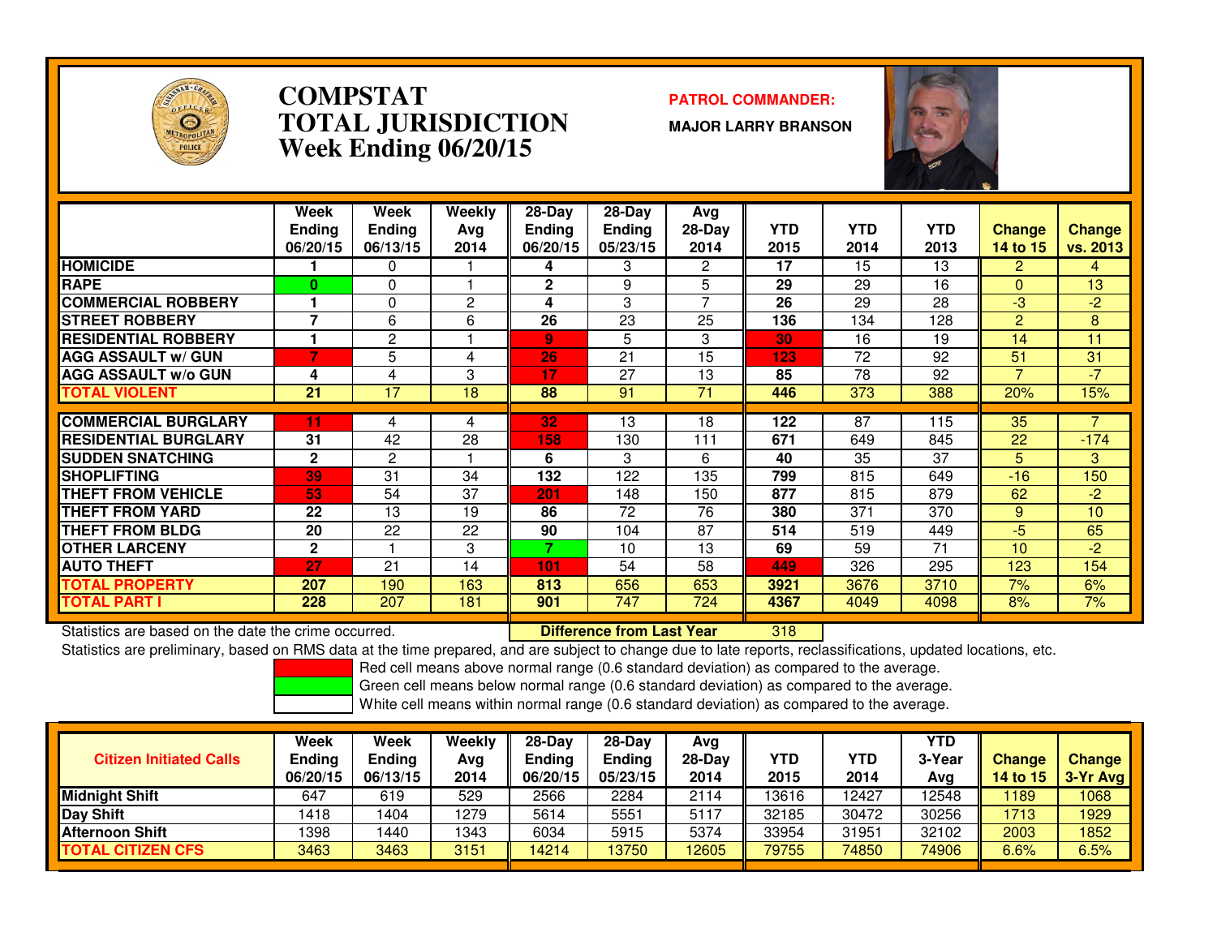# COMPSTAT
# TOTAL JURISDICTION
## Week Ending 06/20/15

**PATROL COMMANDER:**

**MAJOR LARRY BRANSON**

| | Week Ending 06/20/15 | Week Ending 06/13/15 | Weekly Avg 2014 | 28-Day Ending 06/20/15 | 28-Day Ending 05/23/15 | Avg 28-Day 2014 | YTD 2015 | YTD 2014 | YTD 2013 | Change 14 to 15 | Change vs. 2013 |
|---|---|---|---|---|---|---|---|---|---|---|---|
| HOMICIDE | 1 | 0 | 1 | 4 | 3 | 2 | 17 | 15 | 13 | 2 | 4 |
| RAPE | 0 | 0 | 1 | 2 | 9 | 5 | 29 | 29 | 16 | 0 | 13 |
| COMMERCIAL ROBBERY | 1 | 0 | 2 | 4 | 3 | 7 | 26 | 29 | 28 | -3 | -2 |
| STREET ROBBERY | 7 | 6 | 6 | 26 | 23 | 25 | 136 | 134 | 128 | 2 | 8 |
| RESIDENTIAL ROBBERY | 1 | 2 | 1 | 9 | 5 | 3 | 30 | 16 | 19 | 14 | 11 |
| AGG ASSAULT w/ GUN | 7 | 5 | 4 | 26 | 21 | 15 | 123 | 72 | 92 | 51 | 31 |
| AGG ASSAULT w/o GUN | 4 | 4 | 3 | 17 | 27 | 13 | 85 | 78 | 92 | 7 | -7 |
| TOTAL VIOLENT | 21 | 17 | 18 | 88 | 91 | 71 | 446 | 373 | 388 | 20% | 15% |
| COMMERCIAL BURGLARY | 11 | 4 | 4 | 32 | 13 | 18 | 122 | 87 | 115 | 35 | 7 |
| RESIDENTIAL BURGLARY | 31 | 42 | 28 | 158 | 130 | 111 | 671 | 649 | 845 | 22 | -174 |
| SUDDEN SNATCHING | 2 | 2 | 1 | 6 | 3 | 6 | 40 | 35 | 37 | 5 | 3 |
| SHOPLIFTING | 39 | 31 | 34 | 132 | 122 | 135 | 799 | 815 | 649 | -16 | 150 |
| THEFT FROM VEHICLE | 53 | 54 | 37 | 201 | 148 | 150 | 877 | 815 | 879 | 62 | -2 |
| THEFT FROM YARD | 22 | 13 | 19 | 86 | 72 | 76 | 380 | 371 | 370 | 9 | 10 |
| THEFT FROM BLDG | 20 | 22 | 22 | 90 | 104 | 87 | 514 | 519 | 449 | -5 | 65 |
| OTHER LARCENY | 2 | 1 | 3 | 7 | 10 | 13 | 69 | 59 | 71 | 10 | -2 |
| AUTO THEFT | 27 | 21 | 14 | 101 | 54 | 58 | 449 | 326 | 295 | 123 | 154 |
| TOTAL PROPERTY | 207 | 190 | 163 | 813 | 656 | 653 | 3921 | 3676 | 3710 | 7% | 6% |
| TOTAL PART I | 228 | 207 | 181 | 901 | 747 | 724 | 4367 | 4049 | 4098 | 8% | 7% |

Statistics are based on the date the crime occurred. **Difference from Last Year** 318

Statistics are preliminary, based on RMS data at the time prepared, and are subject to change due to late reports, reclassifications, updated locations, etc.

Red cell means above normal range (0.6 standard deviation) as compared to the average.
Green cell means below normal range (0.6 standard deviation) as compared to the average.
White cell means within normal range (0.6 standard deviation) as compared to the average.

| Citizen Initiated Calls | Week Ending 06/20/15 | Week Ending 06/13/15 | Weekly Avg 2014 | 28-Day Ending 06/20/15 | 28-Day Ending 05/23/15 | Avg 28-Day 2014 | YTD 2015 | YTD 2014 | YTD 3-Year Avg | Change 14 to 15 | Change 3-Yr Avg |
|---|---|---|---|---|---|---|---|---|---|---|---|
| Midnight Shift | 647 | 619 | 529 | 2566 | 2284 | 2114 | 13616 | 12427 | 12548 | 1189 | 1068 |
| Day Shift | 1418 | 1404 | 1279 | 5614 | 5551 | 5117 | 32185 | 30472 | 30256 | 1713 | 1929 |
| Afternoon Shift | 1398 | 1440 | 1343 | 6034 | 5915 | 5374 | 33954 | 31951 | 32102 | 2003 | 1852 |
| TOTAL CITIZEN CFS | 3463 | 3463 | 3151 | 14214 | 13750 | 12605 | 79755 | 74850 | 74906 | 6.6% | 6.5% |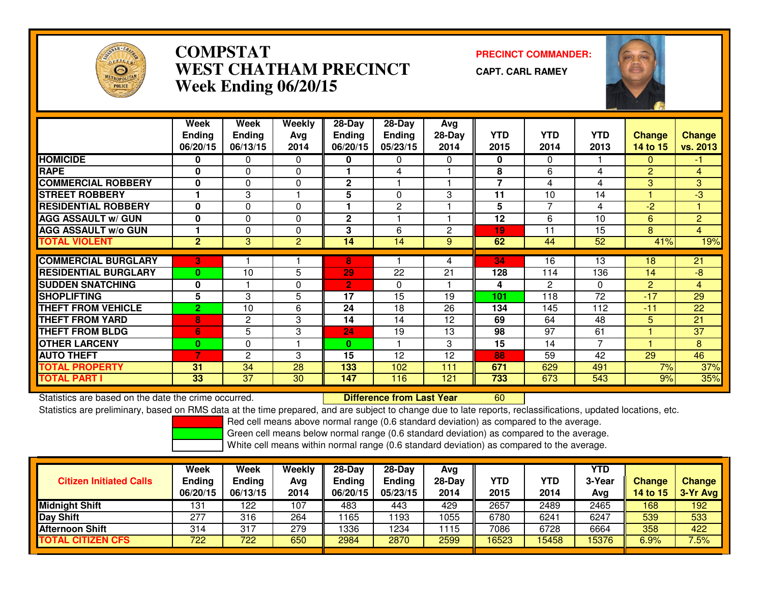# COMPSTAT
# WEST CHATHAM PRECINCT
# Week Ending 06/20/15

**PRECINCT COMMANDER:**

**CAPT. CARL RAMEY**

| | Week Ending 06/20/15 | Week Ending 06/13/15 | Weekly Avg 2014 | 28-Day Ending 06/20/15 | 28-Day Ending 05/23/15 | Avg 28-Day 2014 | YTD 2015 | YTD 2014 | YTD 2013 | Change 14 to 15 | Change vs. 2013 |
|---|---|---|---|---|---|---|---|---|---|---|---|
| HOMICIDE | 0 | 0 | 0 | 0 | 0 | 0 | 0 | 0 | 1 | 0 | -1 |
| RAPE | 0 | 0 | 0 | 1 | 4 | 1 | 8 | 6 | 4 | 2 | 4 |
| COMMERCIAL ROBBERY | 0 | 0 | 0 | 2 | 1 | 1 | 7 | 4 | 4 | 3 | 3 |
| STREET ROBBERY | 1 | 3 | 1 | 5 | 0 | 3 | 11 | 10 | 14 | 1 | -3 |
| RESIDENTIAL ROBBERY | 0 | 0 | 0 | 1 | 2 | 1 | 5 | 7 | 4 | -2 | 1 |
| AGG ASSAULT w/ GUN | 0 | 0 | 0 | 2 | 1 | 1 | 12 | 6 | 10 | 6 | 2 |
| AGG ASSAULT w/o GUN | 1 | 0 | 0 | 3 | 6 | 2 | 19 | 11 | 15 | 8 | 4 |
| TOTAL VIOLENT | 2 | 3 | 2 | 14 | 14 | 9 | 62 | 44 | 52 | 41% | 19% |
| COMMERCIAL BURGLARY | 3 | 1 | 1 | 8 | 1 | 4 | 34 | 16 | 13 | 18 | 21 |
| RESIDENTIAL BURGLARY | 0 | 10 | 5 | 29 | 22 | 21 | 128 | 114 | 136 | 14 | -8 |
| SUDDEN SNATCHING | 0 | 1 | 0 | 2 | 0 | 1 | 4 | 2 | 0 | 2 | 4 |
| SHOPLIFTING | 5 | 3 | 5 | 17 | 15 | 19 | 101 | 118 | 72 | -17 | 29 |
| THEFT FROM VEHICLE | 2 | 10 | 6 | 24 | 18 | 26 | 134 | 145 | 112 | -11 | 22 |
| THEFT FROM YARD | 8 | 2 | 3 | 14 | 14 | 12 | 69 | 64 | 48 | 5 | 21 |
| THEFT FROM BLDG | 6 | 5 | 3 | 24 | 19 | 13 | 98 | 97 | 61 | 1 | 37 |
| OTHER LARCENY | 0 | 0 | 1 | 0 | 1 | 3 | 15 | 14 | 7 | 1 | 8 |
| AUTO THEFT | 7 | 2 | 3 | 15 | 12 | 12 | 88 | 59 | 42 | 29 | 46 |
| TOTAL PROPERTY | 31 | 34 | 28 | 133 | 102 | 111 | 671 | 629 | 491 | 7% | 37% |
| TOTAL PART I | 33 | 37 | 30 | 147 | 116 | 121 | 733 | 673 | 543 | 9% | 35% |

Statistics are based on the date the crime occurred. **Difference from Last Year** 60

Statistics are preliminary, based on RMS data at the time prepared, and are subject to change due to late reports, reclassifications, updated locations, etc.

Red cell means above normal range (0.6 standard deviation) as compared to the average.
Green cell means below normal range (0.6 standard deviation) as compared to the average.
White cell means within normal range (0.6 standard deviation) as compared to the average.

| Citizen Initiated Calls | Week Ending 06/20/15 | Week Ending 06/13/15 | Weekly Avg 2014 | 28-Day Ending 06/20/15 | 28-Day Ending 05/23/15 | Avg 28-Day 2014 | YTD 2015 | YTD 2014 | YTD 3-Year Avg | Change 14 to 15 | Change 3-Yr Avg |
|---|---|---|---|---|---|---|---|---|---|---|---|
| Midnight Shift | 131 | 122 | 107 | 483 | 443 | 429 | 2657 | 2489 | 2465 | 168 | 192 |
| Day Shift | 277 | 316 | 264 | 1165 | 1193 | 1055 | 6780 | 6241 | 6247 | 539 | 533 |
| Afternoon Shift | 314 | 317 | 279 | 1336 | 1234 | 1115 | 7086 | 6728 | 6664 | 358 | 422 |
| TOTAL CITIZEN CFS | 722 | 722 | 650 | 2984 | 2870 | 2599 | 16523 | 15458 | 15376 | 6.9% | 7.5% |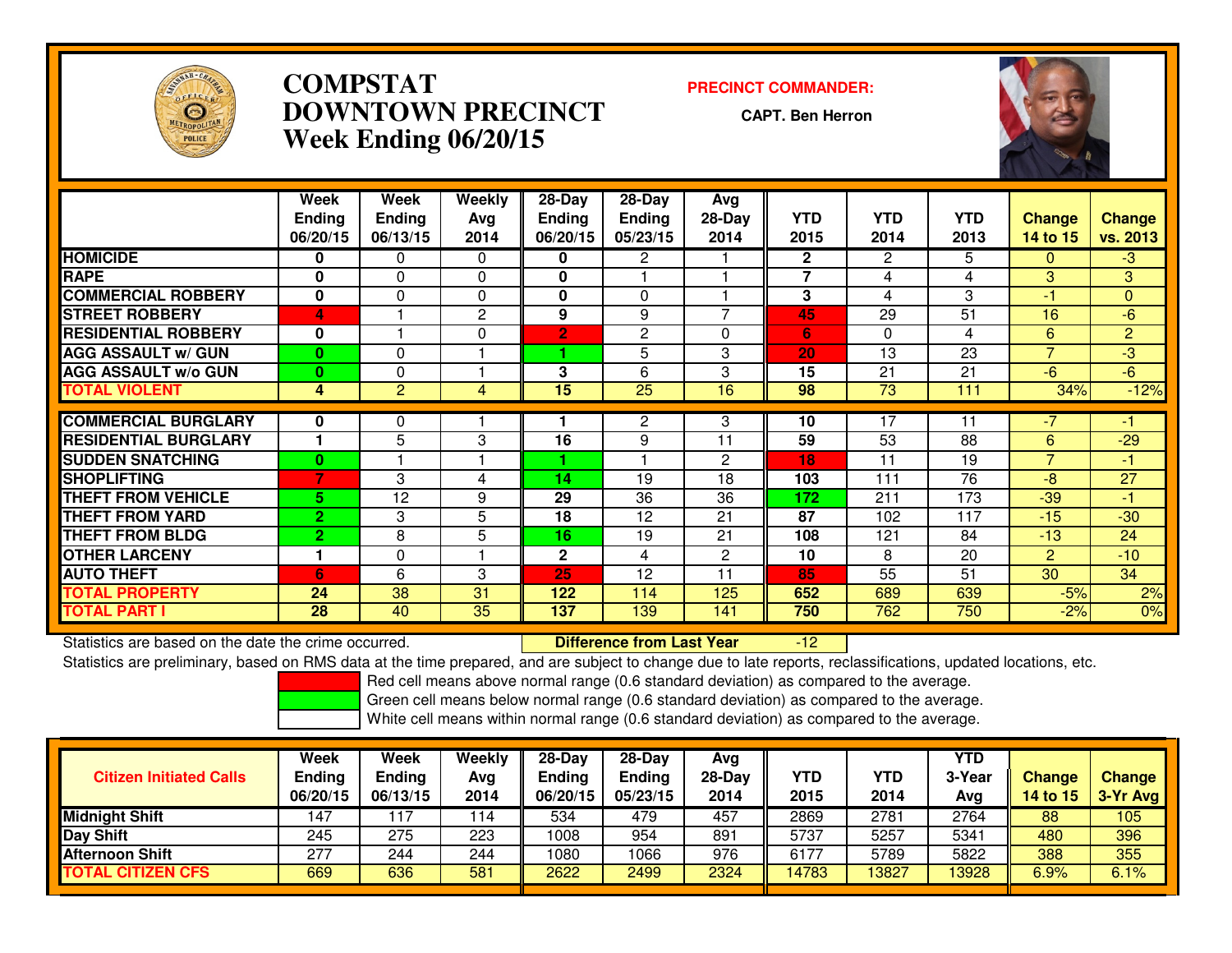# COMPSTAT
# DOWNTOWN PRECINCT
# Week Ending 06/20/15

**PRECINCT COMMANDER:**

**CAPT. Ben Herron**

| | Week Ending 06/20/15 | Week Ending 06/13/15 | Weekly Avg 2014 | 28-Day Ending 06/20/15 | 28-Day Ending 05/23/15 | Avg 28-Day 2014 | YTD 2015 | YTD 2014 | YTD 2013 | Change 14 to 15 | Change vs. 2013 |
|---|---|---|---|---|---|---|---|---|---|---|---|
| HOMICIDE | 0 | 0 | 0 | 0 | 2 | 1 | 2 | 2 | 5 | 0 | -3 |
| RAPE | 0 | 0 | 0 | 0 | 1 | 1 | 7 | 4 | 4 | 3 | 3 |
| COMMERCIAL ROBBERY | 0 | 0 | 0 | 0 | 0 | 1 | 3 | 4 | 3 | -1 | 0 |
| STREET ROBBERY | 4 | 1 | 2 | 9 | 9 | 7 | 45 | 29 | 51 | 16 | -6 |
| RESIDENTIAL ROBBERY | 0 | 1 | 0 | 2 | 2 | 0 | 6 | 0 | 4 | 6 | 2 |
| AGG ASSAULT w/ GUN | 0 | 0 | 1 | 1 | 5 | 3 | 20 | 13 | 23 | 7 | -3 |
| AGG ASSAULT w/o GUN | 0 | 0 | 1 | 3 | 6 | 3 | 15 | 21 | 21 | -6 | -6 |
| TOTAL VIOLENT | 4 | 2 | 4 | 15 | 25 | 16 | 98 | 73 | 111 | 34% | -12% |
| COMMERCIAL BURGLARY | 0 | 0 | 1 | 1 | 2 | 3 | 10 | 17 | 11 | -7 | -1 |
| RESIDENTIAL BURGLARY | 1 | 5 | 3 | 16 | 9 | 11 | 59 | 53 | 88 | 6 | -29 |
| SUDDEN SNATCHING | 0 | 1 | 1 | 1 | 1 | 2 | 18 | 11 | 19 | 7 | -1 |
| SHOPLIFTING | 7 | 3 | 4 | 14 | 19 | 18 | 103 | 111 | 76 | -8 | 27 |
| THEFT FROM VEHICLE | 5 | 12 | 9 | 29 | 36 | 36 | 172 | 211 | 173 | -39 | -1 |
| THEFT FROM YARD | 2 | 3 | 5 | 18 | 12 | 21 | 87 | 102 | 117 | -15 | -30 |
| THEFT FROM BLDG | 2 | 8 | 5 | 16 | 19 | 21 | 108 | 121 | 84 | -13 | 24 |
| OTHER LARCENY | 1 | 0 | 1 | 2 | 4 | 2 | 10 | 8 | 20 | 2 | -10 |
| AUTO THEFT | 6 | 6 | 3 | 25 | 12 | 11 | 85 | 55 | 51 | 30 | 34 |
| TOTAL PROPERTY | 24 | 38 | 31 | 122 | 114 | 125 | 652 | 689 | 639 | -5% | 2% |
| TOTAL PART I | 28 | 40 | 35 | 137 | 139 | 141 | 750 | 762 | 750 | -2% | 0% |

Statistics are based on the date the crime occurred. **Difference from Last Year** -12

Statistics are preliminary, based on RMS data at the time prepared, and are subject to change due to late reports, reclassifications, updated locations, etc.

Red cell means above normal range (0.6 standard deviation) as compared to the average.
Green cell means below normal range (0.6 standard deviation) as compared to the average.
White cell means within normal range (0.6 standard deviation) as compared to the average.

| Citizen Initiated Calls | Week Ending 06/20/15 | Week Ending 06/13/15 | Weekly Avg 2014 | 28-Day Ending 06/20/15 | 28-Day Ending 05/23/15 | Avg 28-Day 2014 | YTD 2015 | YTD 2014 | YTD 3-Year Avg | Change 14 to 15 | Change 3-Yr Avg |
|---|---|---|---|---|---|---|---|---|---|---|---|
| Midnight Shift | 147 | 117 | 114 | 534 | 479 | 457 | 2869 | 2781 | 2764 | 88 | 105 |
| Day Shift | 245 | 275 | 223 | 1008 | 954 | 891 | 5737 | 5257 | 5341 | 480 | 396 |
| Afternoon Shift | 277 | 244 | 244 | 1080 | 1066 | 976 | 6177 | 5789 | 5822 | 388 | 355 |
| TOTAL CITIZEN CFS | 669 | 636 | 581 | 2622 | 2499 | 2324 | 14783 | 13827 | 13928 | 6.9% | 6.1% |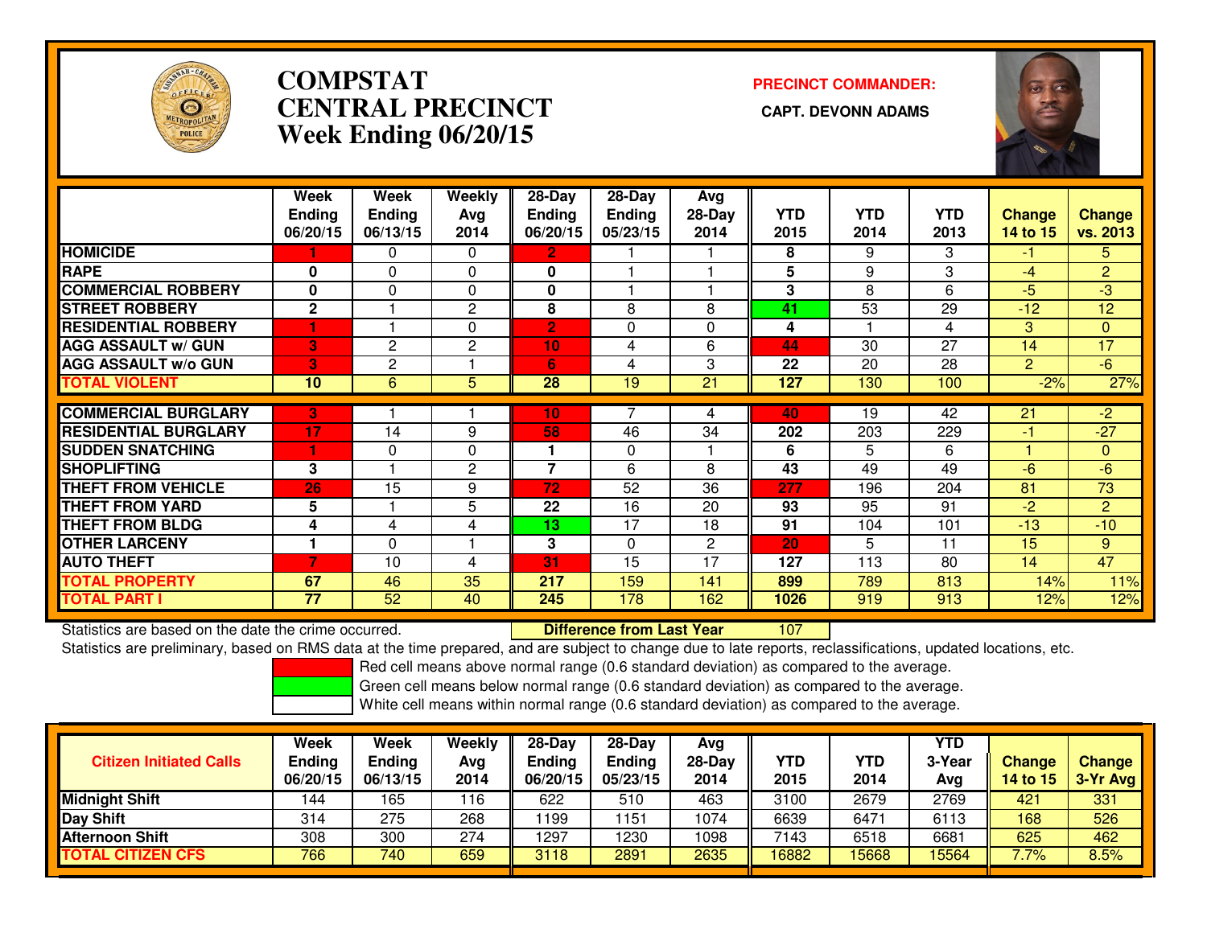# COMPSTAT
# CENTRAL PRECINCT
## Week Ending 06/20/15

**PRECINCT COMMANDER:**

**CAPT. DEVONN ADAMS**

| | Week Ending 06/20/15 | Week Ending 06/13/15 | Weekly Avg 2014 | 28-Day Ending 06/20/15 | 28-Day Ending 05/23/15 | Avg 28-Day 2014 | YTD 2015 | YTD 2014 | YTD 2013 | Change 14 to 15 | Change vs. 2013 |
|---|---|---|---|---|---|---|---|---|---|---|---|
| HOMICIDE | 1 | 0 | 0 | 2 | 1 | 1 | 8 | 9 | 3 | -1 | 5 |
| RAPE | 0 | 0 | 0 | 0 | 1 | 1 | 5 | 9 | 3 | -4 | 2 |
| COMMERCIAL ROBBERY | 0 | 0 | 0 | 0 | 1 | 1 | 3 | 8 | 6 | -5 | -3 |
| STREET ROBBERY | 2 | 1 | 2 | 8 | 8 | 8 | 41 | 53 | 29 | -12 | 12 |
| RESIDENTIAL ROBBERY | 1 | 1 | 0 | 2 | 0 | 0 | 4 | 1 | 4 | 3 | 0 |
| AGG ASSAULT w/ GUN | 3 | 2 | 2 | 10 | 4 | 6 | 44 | 30 | 27 | 14 | 17 |
| AGG ASSAULT w/o GUN | 3 | 2 | 1 | 6 | 4 | 3 | 22 | 20 | 28 | 2 | -6 |
| TOTAL VIOLENT | 10 | 6 | 5 | 28 | 19 | 21 | 127 | 130 | 100 | -2% | 27% |
| COMMERCIAL BURGLARY | 3 | 1 | 1 | 10 | 7 | 4 | 40 | 19 | 42 | 21 | -2 |
| RESIDENTIAL BURGLARY | 17 | 14 | 9 | 58 | 46 | 34 | 202 | 203 | 229 | -1 | -27 |
| SUDDEN SNATCHING | 1 | 0 | 0 | 1 | 0 | 1 | 6 | 5 | 6 | 1 | 0 |
| SHOPLIFTING | 3 | 1 | 2 | 7 | 6 | 8 | 43 | 49 | 49 | -6 | -6 |
| THEFT FROM VEHICLE | 26 | 15 | 9 | 72 | 52 | 36 | 277 | 196 | 204 | 81 | 73 |
| THEFT FROM YARD | 5 | 1 | 5 | 22 | 16 | 20 | 93 | 95 | 91 | -2 | 2 |
| THEFT FROM BLDG | 4 | 4 | 4 | 13 | 17 | 18 | 91 | 104 | 101 | -13 | -10 |
| OTHER LARCENY | 1 | 0 | 1 | 3 | 0 | 2 | 20 | 5 | 11 | 15 | 9 |
| AUTO THEFT | 7 | 10 | 4 | 31 | 15 | 17 | 127 | 113 | 80 | 14 | 47 |
| TOTAL PROPERTY | 67 | 46 | 35 | 217 | 159 | 141 | 899 | 789 | 813 | 14% | 11% |
| TOTAL PART I | 77 | 52 | 40 | 245 | 178 | 162 | 1026 | 919 | 913 | 12% | 12% |

Statistics are based on the date the crime occurred. **Difference from Last Year** 107

Statistics are preliminary, based on RMS data at the time prepared, and are subject to change due to late reports, reclassifications, updated locations, etc.

Red cell means above normal range (0.6 standard deviation) as compared to the average.
Green cell means below normal range (0.6 standard deviation) as compared to the average.
White cell means within normal range (0.6 standard deviation) as compared to the average.

| Citizen Initiated Calls | Week Ending 06/20/15 | Week Ending 06/13/15 | Weekly Avg 2014 | 28-Day Ending 06/20/15 | 28-Day Ending 05/23/15 | Avg 28-Day 2014 | YTD 2015 | YTD 2014 | YTD 3-Year Avg | Change 14 to 15 | Change 3-Yr Avg |
|---|---|---|---|---|---|---|---|---|---|---|---|
| Midnight Shift | 144 | 165 | 116 | 622 | 510 | 463 | 3100 | 2679 | 2769 | 421 | 331 |
| Day Shift | 314 | 275 | 268 | 1199 | 1151 | 1074 | 6639 | 6471 | 6113 | 168 | 526 |
| Afternoon Shift | 308 | 300 | 274 | 1297 | 1230 | 1098 | 7143 | 6518 | 6681 | 625 | 462 |
| TOTAL CITIZEN CFS | 766 | 740 | 659 | 3118 | 2891 | 2635 | 16882 | 15668 | 15564 | 7.7% | 8.5% |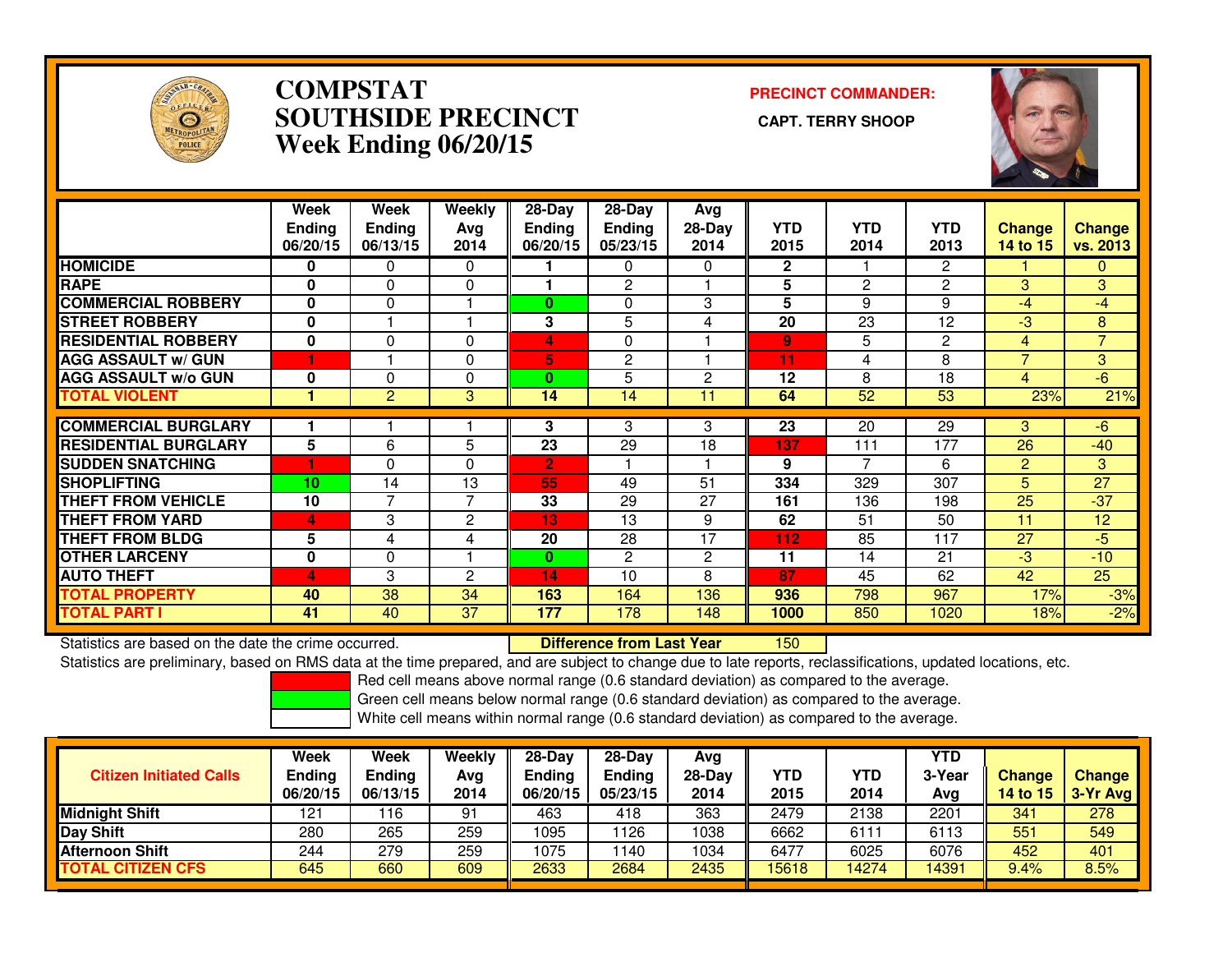# COMPSTAT
# SOUTHSIDE PRECINCT
## Week Ending 06/20/15

**PRECINCT COMMANDER:**

**CAPT. TERRY SHOOP**

| | Week Ending 06/20/15 | Week Ending 06/13/15 | Weekly Avg 2014 | 28-Day Ending 06/20/15 | 28-Day Ending 05/23/15 | Avg 28-Day 2014 | YTD 2015 | YTD 2014 | YTD 2013 | Change 14 to 15 | Change vs. 2013 |
|---|---|---|---|---|---|---|---|---|---|---|---|
| HOMICIDE | 0 | 0 | 0 | 1 | 0 | 0 | 2 | 1 | 2 | 1 | 0 |
| RAPE | 0 | 0 | 0 | 1 | 2 | 1 | 5 | 2 | 2 | 3 | 3 |
| COMMERCIAL ROBBERY | 0 | 0 | 1 | 0 | 0 | 3 | 5 | 9 | 9 | -4 | -4 |
| STREET ROBBERY | 0 | 1 | 1 | 3 | 5 | 4 | 20 | 23 | 12 | -3 | 8 |
| RESIDENTIAL ROBBERY | 0 | 0 | 0 | 4 | 0 | 1 | 9 | 5 | 2 | 4 | 7 |
| AGG ASSAULT w/ GUN | 1 | 1 | 0 | 5 | 2 | 1 | 11 | 4 | 8 | 7 | 3 |
| AGG ASSAULT w/o GUN | 0 | 0 | 0 | 0 | 5 | 2 | 12 | 8 | 18 | 4 | -6 |
| TOTAL VIOLENT | 1 | 2 | 3 | 14 | 14 | 11 | 64 | 52 | 53 | 23% | 21% |
| COMMERCIAL BURGLARY | 1 | 1 | 1 | 3 | 3 | 3 | 23 | 20 | 29 | 3 | -6 |
| RESIDENTIAL BURGLARY | 5 | 6 | 5 | 23 | 29 | 18 | 137 | 111 | 177 | 26 | -40 |
| SUDDEN SNATCHING | 1 | 0 | 0 | 2 | 1 | 1 | 9 | 7 | 6 | 2 | 3 |
| SHOPLIFTING | 10 | 14 | 13 | 55 | 49 | 51 | 334 | 329 | 307 | 5 | 27 |
| THEFT FROM VEHICLE | 10 | 7 | 7 | 33 | 29 | 27 | 161 | 136 | 198 | 25 | -37 |
| THEFT FROM YARD | 4 | 3 | 2 | 13 | 13 | 9 | 62 | 51 | 50 | 11 | 12 |
| THEFT FROM BLDG | 5 | 4 | 4 | 20 | 28 | 17 | 112 | 85 | 117 | 27 | -5 |
| OTHER LARCENY | 0 | 0 | 1 | 0 | 2 | 2 | 11 | 14 | 21 | -3 | -10 |
| AUTO THEFT | 4 | 3 | 2 | 14 | 10 | 8 | 87 | 45 | 62 | 42 | 25 |
| TOTAL PROPERTY | 40 | 38 | 34 | 163 | 164 | 136 | 936 | 798 | 967 | 17% | -3% |
| TOTAL PART I | 41 | 40 | 37 | 177 | 178 | 148 | 1000 | 850 | 1020 | 18% | -2% |

Statistics are based on the date the crime occurred. **Difference from Last Year** 150

Statistics are preliminary, based on RMS data at the time prepared, and are subject to change due to late reports, reclassifications, updated locations, etc.

Red cell means above normal range (0.6 standard deviation) as compared to the average.

Green cell means below normal range (0.6 standard deviation) as compared to the average.

White cell means within normal range (0.6 standard deviation) as compared to the average.

| Citizen Initiated Calls | Week Ending 06/20/15 | Week Ending 06/13/15 | Weekly Avg 2014 | 28-Day Ending 06/20/15 | 28-Day Ending 05/23/15 | Avg 28-Day 2014 | YTD 2015 | YTD 2014 | YTD 3-Year Avg | Change 14 to 15 | Change 3-Yr Avg |
|---|---|---|---|---|---|---|---|---|---|---|---|
| Midnight Shift | 121 | 116 | 91 | 463 | 418 | 363 | 2479 | 2138 | 2201 | 341 | 278 |
| Day Shift | 280 | 265 | 259 | 1095 | 1126 | 1038 | 6662 | 6111 | 6113 | 551 | 549 |
| Afternoon Shift | 244 | 279 | 259 | 1075 | 1140 | 1034 | 6477 | 6025 | 6076 | 452 | 401 |
| TOTAL CITIZEN CFS | 645 | 660 | 609 | 2633 | 2684 | 2435 | 15618 | 14274 | 14391 | 9.4% | 8.5% |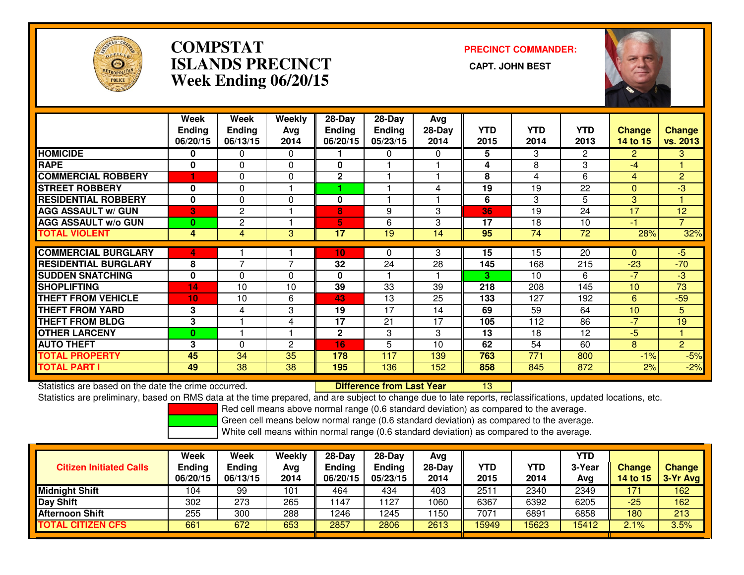# COMPSTAT
# ISLANDS PRECINCT
# Week Ending 06/20/15

**PRECINCT COMMANDER:**

**CAPT. JOHN BEST**

| | Week Ending 06/20/15 | Week Ending 06/13/15 | Weekly Avg 2014 | 28-Day Ending 06/20/15 | 28-Day Ending 05/23/15 | Avg 28-Day 2014 | YTD 2015 | YTD 2014 | YTD 2013 | Change 14 to 15 | Change vs. 2013 |
|---|---|---|---|---|---|---|---|---|---|---|---|
| HOMICIDE | 0 | 0 | 0 | 1 | 0 | 0 | 5 | 3 | 2 | 2 | 3 |
| RAPE | 0 | 0 | 0 | 0 | 1 | 1 | 4 | 8 | 3 | -4 | 1 |
| COMMERCIAL ROBBERY | 1 | 0 | 0 | 2 | 1 | 1 | 8 | 4 | 6 | 4 | 2 |
| STREET ROBBERY | 0 | 0 | 1 | 1 | 1 | 4 | 19 | 19 | 22 | 0 | -3 |
| RESIDENTIAL ROBBERY | 0 | 0 | 0 | 0 | 1 | 1 | 6 | 3 | 5 | 3 | 1 |
| AGG ASSAULT w/ GUN | 3 | 2 | 1 | 8 | 9 | 3 | 36 | 19 | 24 | 17 | 12 |
| AGG ASSAULT w/o GUN | 0 | 2 | 1 | 5 | 6 | 3 | 17 | 18 | 10 | -1 | 7 |
| TOTAL VIOLENT | 4 | 4 | 3 | 17 | 19 | 14 | 95 | 74 | 72 | 28% | 32% |
| COMMERCIAL BURGLARY | 4 | 1 | 1 | 10 | 0 | 3 | 15 | 15 | 20 | 0 | -5 |
| RESIDENTIAL BURGLARY | 8 | 7 | 7 | 32 | 24 | 28 | 145 | 168 | 215 | -23 | -70 |
| SUDDEN SNATCHING | 0 | 0 | 0 | 0 | 1 | 1 | 3 | 10 | 6 | -7 | -3 |
| SHOPLIFTING | 14 | 10 | 10 | 39 | 33 | 39 | 218 | 208 | 145 | 10 | 73 |
| THEFT FROM VEHICLE | 10 | 10 | 6 | 43 | 13 | 25 | 133 | 127 | 192 | 6 | -59 |
| THEFT FROM YARD | 3 | 4 | 3 | 19 | 17 | 14 | 69 | 59 | 64 | 10 | 5 |
| THEFT FROM BLDG | 3 | 1 | 4 | 17 | 21 | 17 | 105 | 112 | 86 | -7 | 19 |
| OTHER LARCENY | 0 | 1 | 1 | 2 | 3 | 3 | 13 | 18 | 12 | -5 | 1 |
| AUTO THEFT | 3 | 0 | 2 | 16 | 5 | 10 | 62 | 54 | 60 | 8 | 2 |
| TOTAL PROPERTY | 45 | 34 | 35 | 178 | 117 | 139 | 763 | 771 | 800 | -1% | -5% |
| TOTAL PART I | 49 | 38 | 38 | 195 | 136 | 152 | 858 | 845 | 872 | 2% | -2% |

Statistics are based on the date the crime occurred. **Difference from Last Year** 13

Statistics are preliminary, based on RMS data at the time prepared, and are subject to change due to late reports, reclassifications, updated locations, etc.

Red cell means above normal range (0.6 standard deviation) as compared to the average.

Green cell means below normal range (0.6 standard deviation) as compared to the average.

White cell means within normal range (0.6 standard deviation) as compared to the average.

| Citizen Initiated Calls | Week Ending 06/20/15 | Week Ending 06/13/15 | Weekly Avg 2014 | 28-Day Ending 06/20/15 | 28-Day Ending 05/23/15 | Avg 28-Day 2014 | YTD 2015 | YTD 2014 | YTD 3-Year Avg | Change 14 to 15 | Change 3-Yr Avg |
|---|---|---|---|---|---|---|---|---|---|---|---|
| Midnight Shift | 104 | 99 | 101 | 464 | 434 | 403 | 2511 | 2340 | 2349 | 171 | 162 |
| Day Shift | 302 | 273 | 265 | 1147 | 1127 | 1060 | 6367 | 6392 | 6205 | -25 | 162 |
| Afternoon Shift | 255 | 300 | 288 | 1246 | 1245 | 1150 | 7071 | 6891 | 6858 | 180 | 213 |
| TOTAL CITIZEN CFS | 661 | 672 | 653 | 2857 | 2806 | 2613 | 15949 | 15623 | 15412 | 2.1% | 3.5% |